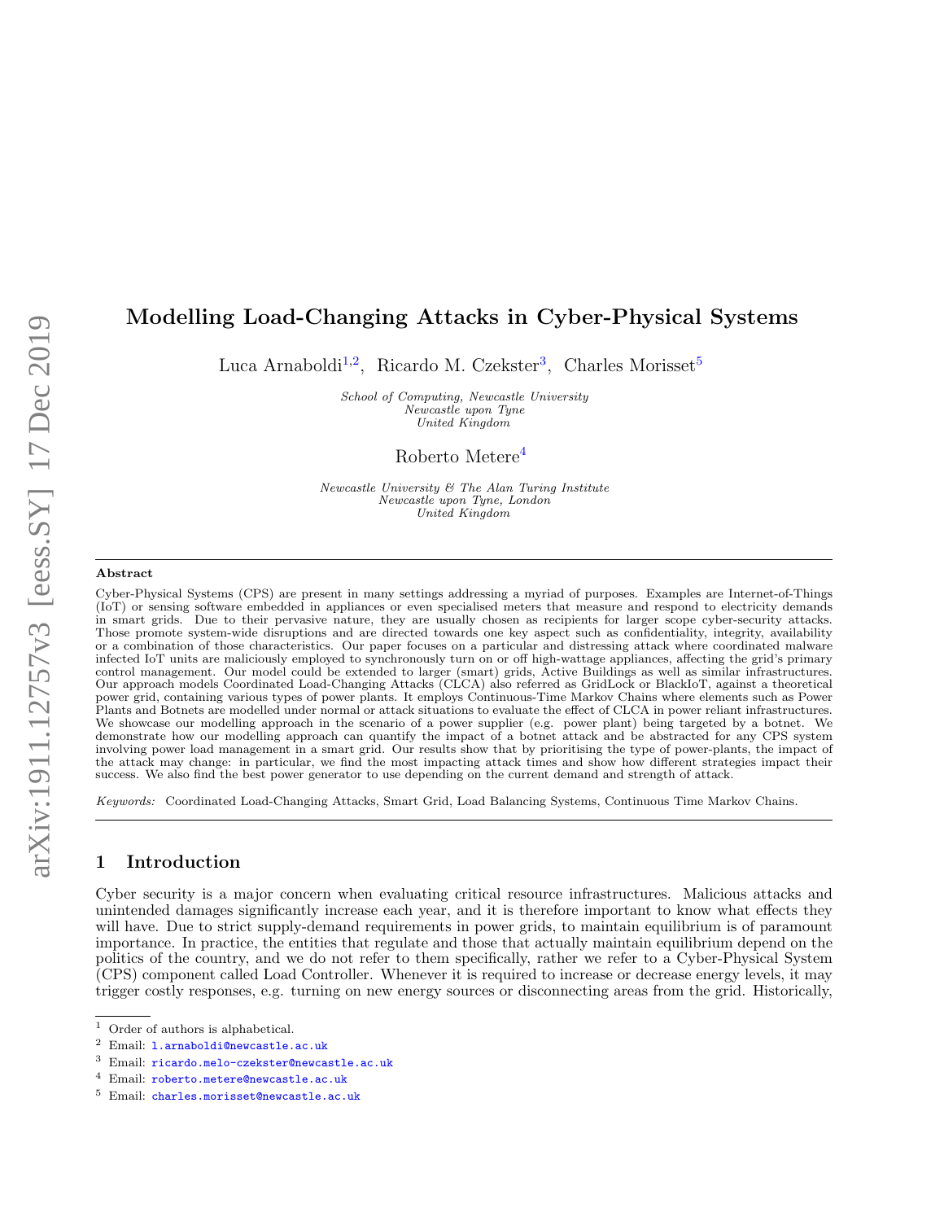# Modelling Load-Changing Attacks in Cyber-Physical Systems

Luca Arnaboldi[1,2], Ricardo M. Czekster[3], Charles Morisset[5]

*School of Computing, Newcastle University*
*Newcastle upon Tyne*
*United Kingdom*

Roberto Metere[4]

*Newcastle University & The Alan Turing Institute*
*Newcastle upon Tyne, London*
*United Kingdom*

## Abstract

Cyber-Physical Systems (CPS) are present in many settings addressing a myriad of purposes. Examples are Internet-of-Things (IoT) or sensing software embedded in appliances or even specialised meters that measure and respond to electricity demands in smart grids. Due to their pervasive nature, they are usually chosen as recipients for larger scope cyber-security attacks. Those promote system-wide disruptions and are directed towards one key aspect such as confidentiality, integrity, availability or a combination of those characteristics. Our paper focuses on a particular and distressing attack where coordinated malware infected IoT units are maliciously employed to synchronously turn on or off high-wattage appliances, affecting the grid's primary control management. Our model could be extended to larger (smart) grids, Active Buildings as well as similar infrastructures. Our approach models Coordinated Load-Changing Attacks (CLCA) also referred as GridLock or BlackIoT, against a theoretical power grid, containing various types of power plants. It employs Continuous-Time Markov Chains where elements such as Power Plants and Botnets are modelled under normal or attack situations to evaluate the effect of CLCA in power reliant infrastructures. We showcase our modelling approach in the scenario of a power supplier (e.g. power plant) being targeted by a botnet. We demonstrate how our modelling approach can quantify the impact of a botnet attack and be abstracted for any CPS system involving power load management in a smart grid. Our results show that by prioritising the type of power-plants, the impact of the attack may change: in particular, we find the most impacting attack times and show how different strategies impact their success. We also find the best power generator to use depending on the current demand and strength of attack.

*Keywords:* Coordinated Load-Changing Attacks, Smart Grid, Load Balancing Systems, Continuous Time Markov Chains.

## 1 Introduction

Cyber security is a major concern when evaluating critical resource infrastructures. Malicious attacks and unintended damages significantly increase each year, and it is therefore important to know what effects they will have. Due to strict supply-demand requirements in power grids, to maintain equilibrium is of paramount importance. In practice, the entities that regulate and those that actually maintain equilibrium depend on the politics of the country, and we do not refer to them specifically, rather we refer to a Cyber-Physical System (CPS) component called Load Controller. Whenever it is required to increase or decrease energy levels, it may trigger costly responses, e.g. turning on new energy sources or disconnecting areas from the grid. Historically,

[1] Order of authors is alphabetical.
[2] Email: l.arnaboldi@newcastle.ac.uk
[3] Email: ricardo.melo-czekster@newcastle.ac.uk
[4] Email: roberto.metere@newcastle.ac.uk
[5] Email: charles.morisset@newcastle.ac.uk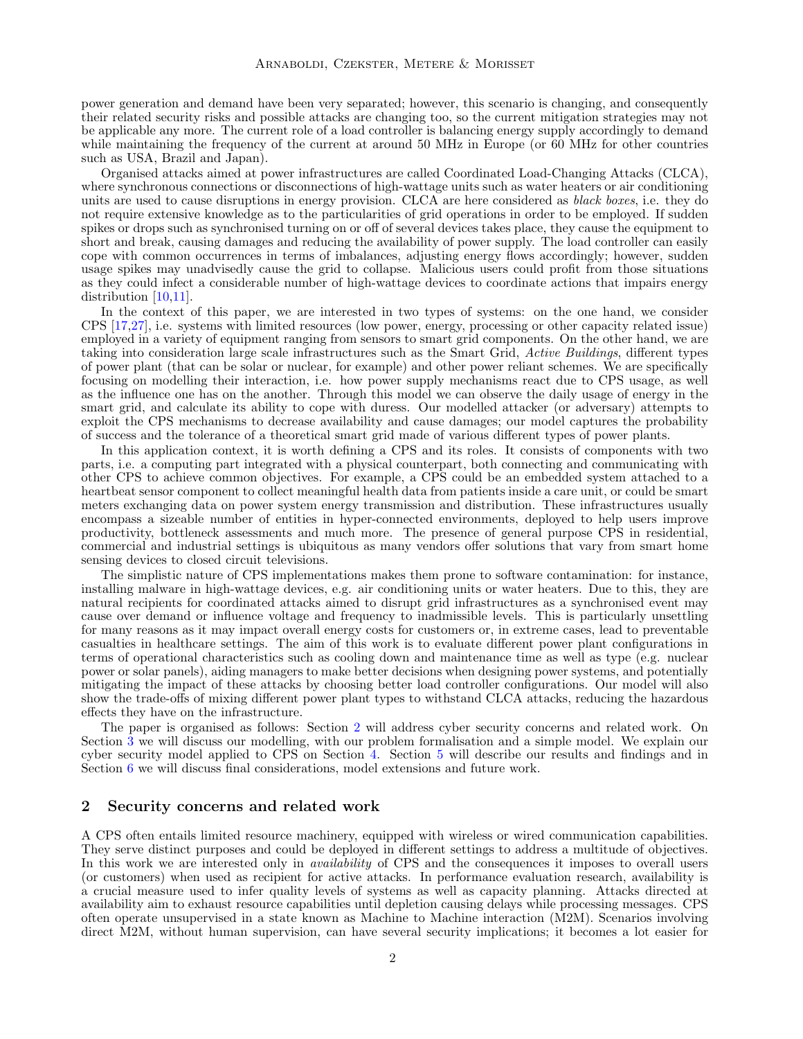power generation and demand have been very separated; however, this scenario is changing, and consequently their related security risks and possible attacks are changing too, so the current mitigation strategies may not be applicable any more. The current role of a load controller is balancing energy supply accordingly to demand while maintaining the frequency of the current at around 50 MHz in Europe (or 60 MHz for other countries such as USA, Brazil and Japan).

Organised attacks aimed at power infrastructures are called Coordinated Load-Changing Attacks (CLCA), where synchronous connections or disconnections of high-wattage units such as water heaters or air conditioning units are used to cause disruptions in energy provision. CLCA are here considered as *black boxes*, i.e. they do not require extensive knowledge as to the particularities of grid operations in order to be employed. If sudden spikes or drops such as synchronised turning on or off of several devices takes place, they cause the equipment to short and break, causing damages and reducing the availability of power supply. The load controller can easily cope with common occurrences in terms of imbalances, adjusting energy flows accordingly; however, sudden usage spikes may unadvisedly cause the grid to collapse. Malicious users could profit from those situations as they could infect a considerable number of high-wattage devices to coordinate actions that impairs energy distribution [10,11].

In the context of this paper, we are interested in two types of systems: on the one hand, we consider CPS [17,27], i.e. systems with limited resources (low power, energy, processing or other capacity related issue) employed in a variety of equipment ranging from sensors to smart grid components. On the other hand, we are taking into consideration large scale infrastructures such as the Smart Grid, *Active Buildings*, different types of power plant (that can be solar or nuclear, for example) and other power reliant schemes. We are specifically focusing on modelling their interaction, i.e. how power supply mechanisms react due to CPS usage, as well as the influence one has on the another. Through this model we can observe the daily usage of energy in the smart grid, and calculate its ability to cope with duress. Our modelled attacker (or adversary) attempts to exploit the CPS mechanisms to decrease availability and cause damages; our model captures the probability of success and the tolerance of a theoretical smart grid made of various different types of power plants.

In this application context, it is worth defining a CPS and its roles. It consists of components with two parts, i.e. a computing part integrated with a physical counterpart, both connecting and communicating with other CPS to achieve common objectives. For example, a CPS could be an embedded system attached to a heartbeat sensor component to collect meaningful health data from patients inside a care unit, or could be smart meters exchanging data on power system energy transmission and distribution. These infrastructures usually encompass a sizeable number of entities in hyper-connected environments, deployed to help users improve productivity, bottleneck assessments and much more. The presence of general purpose CPS in residential, commercial and industrial settings is ubiquitous as many vendors offer solutions that vary from smart home sensing devices to closed circuit televisions.

The simplistic nature of CPS implementations makes them prone to software contamination: for instance, installing malware in high-wattage devices, e.g. air conditioning units or water heaters. Due to this, they are natural recipients for coordinated attacks aimed to disrupt grid infrastructures as a synchronised event may cause over demand or influence voltage and frequency to inadmissible levels. This is particularly unsettling for many reasons as it may impact overall energy costs for customers or, in extreme cases, lead to preventable casualties in healthcare settings. The aim of this work is to evaluate different power plant configurations in terms of operational characteristics such as cooling down and maintenance time as well as type (e.g. nuclear power or solar panels), aiding managers to make better decisions when designing power systems, and potentially mitigating the impact of these attacks by choosing better load controller configurations. Our model will also show the trade-offs of mixing different power plant types to withstand CLCA attacks, reducing the hazardous effects they have on the infrastructure.

The paper is organised as follows: Section 2 will address cyber security concerns and related work. On Section 3 we will discuss our modelling, with our problem formalisation and a simple model. We explain our cyber security model applied to CPS on Section 4. Section 5 will describe our results and findings and in Section 6 we will discuss final considerations, model extensions and future work.

## 2 Security concerns and related work

A CPS often entails limited resource machinery, equipped with wireless or wired communication capabilities. They serve distinct purposes and could be deployed in different settings to address a multitude of objectives. In this work we are interested only in *availability* of CPS and the consequences it imposes to overall users (or customers) when used as recipient for active attacks. In performance evaluation research, availability is a crucial measure used to infer quality levels of systems as well as capacity planning. Attacks directed at availability aim to exhaust resource capabilities until depletion causing delays while processing messages. CPS often operate unsupervised in a state known as Machine to Machine interaction (M2M). Scenarios involving direct M2M, without human supervision, can have several security implications; it becomes a lot easier for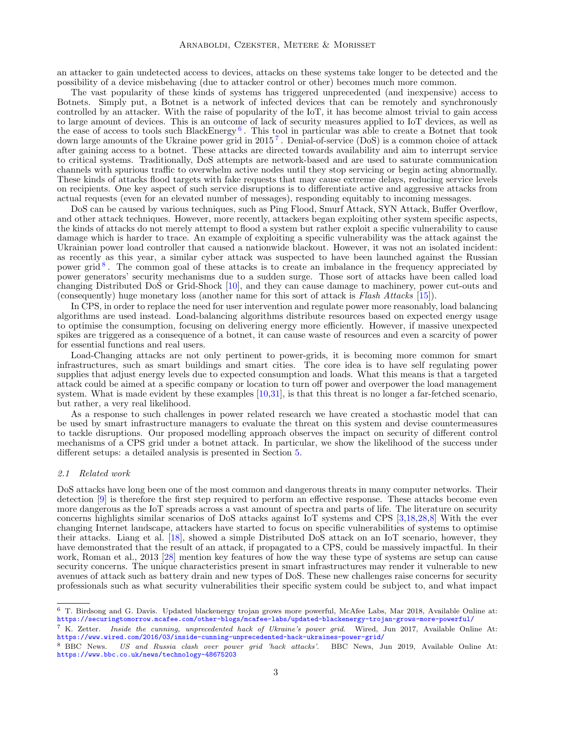an attacker to gain undetected access to devices, attacks on these systems take longer to be detected and the possibility of a device misbehaving (due to attacker control or other) becomes much more common.

The vast popularity of these kinds of systems has triggered unprecedented (and inexpensive) access to Botnets. Simply put, a Botnet is a network of infected devices that can be remotely and synchronously controlled by an attacker. With the raise of popularity of the IoT, it has become almost trivial to gain access to large amount of devices. This is an outcome of lack of security measures applied to IoT devices, as well as the ease of access to tools such BlackEnergy [6]. This tool in particular was able to create a Botnet that took down large amounts of the Ukraine power grid in 2015 [7]. Denial-of-service (DoS) is a common choice of attack after gaining access to a botnet. These attacks are directed towards availability and aim to interrupt service to critical systems. Traditionally, DoS attempts are network-based and are used to saturate communication channels with spurious traffic to overwhelm active nodes until they stop servicing or begin acting abnormally. These kinds of attacks flood targets with fake requests that may cause extreme delays, reducing service levels on recipients. One key aspect of such service disruptions is to differentiate active and aggressive attacks from actual requests (even for an elevated number of messages), responding equitably to incoming messages.

DoS can be caused by various techniques, such as Ping Flood, Smurf Attack, SYN Attack, Buffer Overflow, and other attack techniques. However, more recently, attackers began exploiting other system specific aspects, the kinds of attacks do not merely attempt to flood a system but rather exploit a specific vulnerability to cause damage which is harder to trace. An example of exploiting a specific vulnerability was the attack against the Ukrainian power load controller that caused a nationwide blackout. However, it was not an isolated incident: as recently as this year, a similar cyber attack was suspected to have been launched against the Russian power grid [8]. The common goal of these attacks is to create an imbalance in the frequency appreciated by power generators' security mechanisms due to a sudden surge. Those sort of attacks have been called load changing Distributed DoS or Grid-Shock [10], and they can cause damage to machinery, power cut-outs and (consequently) huge monetary loss (another name for this sort of attack is *Flash Attacks* [15]).

In CPS, in order to replace the need for user intervention and regulate power more reasonably, load balancing algorithms are used instead. Load-balancing algorithms distribute resources based on expected energy usage to optimise the consumption, focusing on delivering energy more efficiently. However, if massive unexpected spikes are triggered as a consequence of a botnet, it can cause waste of resources and even a scarcity of power for essential functions and real users.

Load-Changing attacks are not only pertinent to power-grids, it is becoming more common for smart infrastructures, such as smart buildings and smart cities. The core idea is to have self regulating power supplies that adjust energy levels due to expected consumption and loads. What this means is that a targeted attack could be aimed at a specific company or location to turn off power and overpower the load management system. What is made evident by these examples [10,31], is that this threat is no longer a far-fetched scenario, but rather, a very real likelihood.

As a response to such challenges in power related research we have created a stochastic model that can be used by smart infrastructure managers to evaluate the threat on this system and devise countermeasures to tackle disruptions. Our proposed modelling approach observes the impact on security of different control mechanisms of a CPS grid under a botnet attack. In particular, we show the likelihood of the success under different setups: a detailed analysis is presented in Section 5.

### 2.1 Related work

DoS attacks have long been one of the most common and dangerous threats in many computer networks. Their detection [9] is therefore the first step required to perform an effective response. These attacks become even more dangerous as the IoT spreads across a vast amount of spectra and parts of life. The literature on security concerns highlights similar scenarios of DoS attacks against IoT systems and CPS [3,18,28,8] With the ever changing Internet landscape, attackers have started to focus on specific vulnerabilities of systems to optimise their attacks. Liang et al. [18], showed a simple Distributed DoS attack on an IoT scenario, however, they have demonstrated that the result of an attack, if propagated to a CPS, could be massively impactful. In their work, Roman et al., 2013 [28] mention key features of how the way these type of systems are setup can cause security concerns. The unique characteristics present in smart infrastructures may render it vulnerable to new avenues of attack such as battery drain and new types of DoS. These new challenges raise concerns for security professionals such as what security vulnerabilities their specific system could be subject to, and what impact

---

[6] T. Birdsong and G. Davis. Updated blackenergy trojan grows more powerful, McAfee Labs, Mar 2018, Available Online at: https://securingtomorrow.mcafee.com/other-blogs/mcafee-labs/updated-blackenergy-trojan-grows-more-powerful/

[7] K. Zetter. *Inside the cunning, unprecedented hack of Ukraine's power grid*. Wired, Jun 2017, Available Online At: https://www.wired.com/2016/03/inside-cunning-unprecedented-hack-ukraines-power-grid/

[8] BBC News. *US and Russia clash over power grid 'hack attacks'*. BBC News, Jun 2019, Available Online At: https://www.bbc.co.uk/news/technology-48675203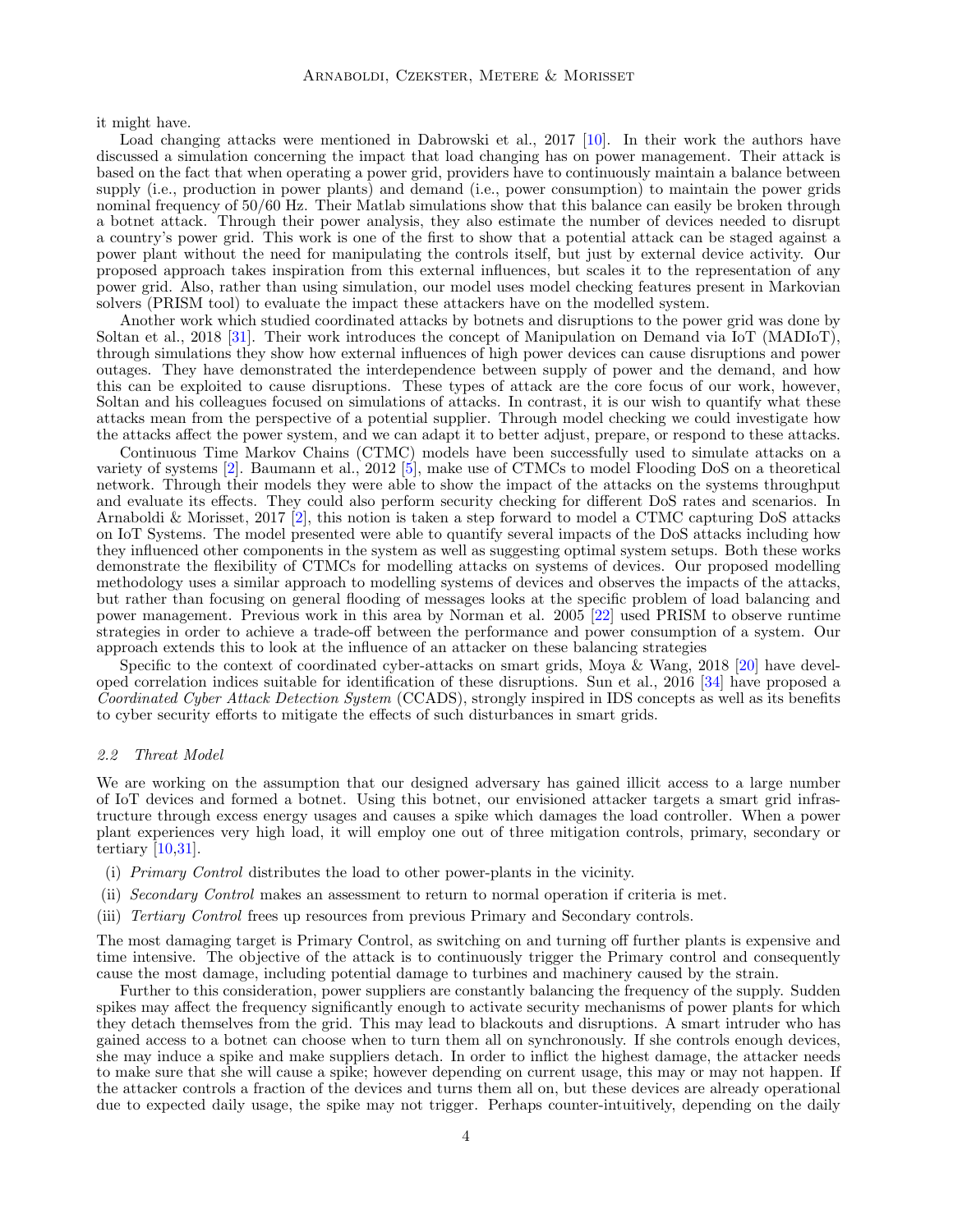it might have.

Load changing attacks were mentioned in Dabrowski et al., 2017 [10]. In their work the authors have discussed a simulation concerning the impact that load changing has on power management. Their attack is based on the fact that when operating a power grid, providers have to continuously maintain a balance between supply (i.e., production in power plants) and demand (i.e., power consumption) to maintain the power grids nominal frequency of 50/60 Hz. Their Matlab simulations show that this balance can easily be broken through a botnet attack. Through their power analysis, they also estimate the number of devices needed to disrupt a country's power grid. This work is one of the first to show that a potential attack can be staged against a power plant without the need for manipulating the controls itself, but just by external device activity. Our proposed approach takes inspiration from this external influences, but scales it to the representation of any power grid. Also, rather than using simulation, our model uses model checking features present in Markovian solvers (PRISM tool) to evaluate the impact these attackers have on the modelled system.

Another work which studied coordinated attacks by botnets and disruptions to the power grid was done by Soltan et al., 2018 [31]. Their work introduces the concept of Manipulation on Demand via IoT (MADIoT), through simulations they show how external influences of high power devices can cause disruptions and power outages. They have demonstrated the interdependence between supply of power and the demand, and how this can be exploited to cause disruptions. These types of attack are the core focus of our work, however, Soltan and his colleagues focused on simulations of attacks. In contrast, it is our wish to quantify what these attacks mean from the perspective of a potential supplier. Through model checking we could investigate how the attacks affect the power system, and we can adapt it to better adjust, prepare, or respond to these attacks.

Continuous Time Markov Chains (CTMC) models have been successfully used to simulate attacks on a variety of systems [2]. Baumann et al., 2012 [5], make use of CTMCs to model Flooding DoS on a theoretical network. Through their models they were able to show the impact of the attacks on the systems throughput and evaluate its effects. They could also perform security checking for different DoS rates and scenarios. In Arnaboldi & Morisset, 2017 [2], this notion is taken a step forward to model a CTMC capturing DoS attacks on IoT Systems. The model presented were able to quantify several impacts of the DoS attacks including how they influenced other components in the system as well as suggesting optimal system setups. Both these works demonstrate the flexibility of CTMCs for modelling attacks on systems of devices. Our proposed modelling methodology uses a similar approach to modelling systems of devices and observes the impacts of the attacks, but rather than focusing on general flooding of messages looks at the specific problem of load balancing and power management. Previous work in this area by Norman et al. 2005 [22] used PRISM to observe runtime strategies in order to achieve a trade-off between the performance and power consumption of a system. Our approach extends this to look at the influence of an attacker on these balancing strategies

Specific to the context of coordinated cyber-attacks on smart grids, Moya & Wang, 2018 [20] have developed correlation indices suitable for identification of these disruptions. Sun et al., 2016 [34] have proposed a *Coordinated Cyber Attack Detection System* (CCADS), strongly inspired in IDS concepts as well as its benefits to cyber security efforts to mitigate the effects of such disturbances in smart grids.

### 2.2 Threat Model

We are working on the assumption that our designed adversary has gained illicit access to a large number of IoT devices and formed a botnet. Using this botnet, our envisioned attacker targets a smart grid infrastructure through excess energy usages and causes a spike which damages the load controller. When a power plant experiences very high load, it will employ one out of three mitigation controls, primary, secondary or tertiary [10,31].

(i) *Primary Control* distributes the load to other power-plants in the vicinity.

(ii) *Secondary Control* makes an assessment to return to normal operation if criteria is met.

(iii) *Tertiary Control* frees up resources from previous Primary and Secondary controls.

The most damaging target is Primary Control, as switching on and turning off further plants is expensive and time intensive. The objective of the attack is to continuously trigger the Primary control and consequently cause the most damage, including potential damage to turbines and machinery caused by the strain.

Further to this consideration, power suppliers are constantly balancing the frequency of the supply. Sudden spikes may affect the frequency significantly enough to activate security mechanisms of power plants for which they detach themselves from the grid. This may lead to blackouts and disruptions. A smart intruder who has gained access to a botnet can choose when to turn them all on synchronously. If she controls enough devices, she may induce a spike and make suppliers detach. In order to inflict the highest damage, the attacker needs to make sure that she will cause a spike; however depending on current usage, this may or may not happen. If the attacker controls a fraction of the devices and turns them all on, but these devices are already operational due to expected daily usage, the spike may not trigger. Perhaps counter-intuitively, depending on the daily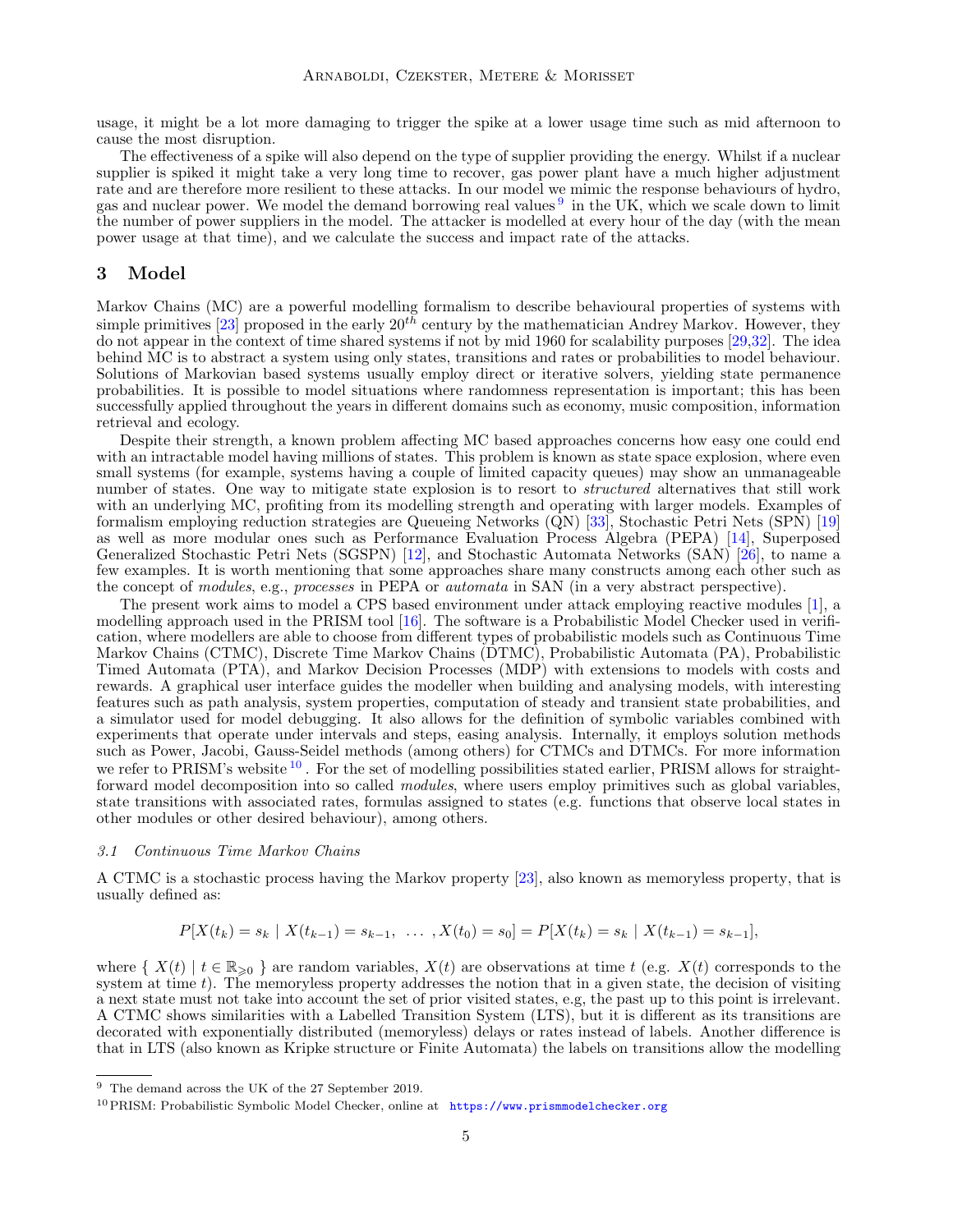usage, it might be a lot more damaging to trigger the spike at a lower usage time such as mid afternoon to cause the most disruption.

The effectiveness of a spike will also depend on the type of supplier providing the energy. Whilst if a nuclear supplier is spiked it might take a very long time to recover, gas power plant have a much higher adjustment rate and are therefore more resilient to these attacks. In our model we mimic the response behaviours of hydro, gas and nuclear power. We model the demand borrowing real values [9] in the UK, which we scale down to limit the number of power suppliers in the model. The attacker is modelled at every hour of the day (with the mean power usage at that time), and we calculate the success and impact rate of the attacks.

## 3 Model

Markov Chains (MC) are a powerful modelling formalism to describe behavioural properties of systems with simple primitives [23] proposed in the early $20^{th}$ century by the mathematician Andrey Markov. However, they do not appear in the context of time shared systems if not by mid 1960 for scalability purposes [29,32]. The idea behind MC is to abstract a system using only states, transitions and rates or probabilities to model behaviour. Solutions of Markovian based systems usually employ direct or iterative solvers, yielding state permanence probabilities. It is possible to model situations where randomness representation is important; this has been successfully applied throughout the years in different domains such as economy, music composition, information retrieval and ecology.

Despite their strength, a known problem affecting MC based approaches concerns how easy one could end with an intractable model having millions of states. This problem is known as state space explosion, where even small systems (for example, systems having a couple of limited capacity queues) may show an unmanageable number of states. One way to mitigate state explosion is to resort to *structured* alternatives that still work with an underlying MC, profiting from its modelling strength and operating with larger models. Examples of formalism employing reduction strategies are Queueing Networks (QN) [33], Stochastic Petri Nets (SPN) [19] as well as more modular ones such as Performance Evaluation Process Algebra (PEPA) [14], Superposed Generalized Stochastic Petri Nets (SGSPN) [12], and Stochastic Automata Networks (SAN) [26], to name a few examples. It is worth mentioning that some approaches share many constructs among each other such as the concept of *modules*, e.g., *processes* in PEPA or *automata* in SAN (in a very abstract perspective).

The present work aims to model a CPS based environment under attack employing reactive modules [1], a modelling approach used in the PRISM tool [16]. The software is a Probabilistic Model Checker used in verification, where modellers are able to choose from different types of probabilistic models such as Continuous Time Markov Chains (CTMC), Discrete Time Markov Chains (DTMC), Probabilistic Automata (PA), Probabilistic Timed Automata (PTA), and Markov Decision Processes (MDP) with extensions to models with costs and rewards. A graphical user interface guides the modeller when building and analysing models, with interesting features such as path analysis, system properties, computation of steady and transient state probabilities, and a simulator used for model debugging. It also allows for the definition of symbolic variables combined with experiments that operate under intervals and steps, easing analysis. Internally, it employs solution methods such as Power, Jacobi, Gauss-Seidel methods (among others) for CTMCs and DTMCs. For more information we refer to PRISM's website [10]. For the set of modelling possibilities stated earlier, PRISM allows for straightforward model decomposition into so called *modules*, where users employ primitives such as global variables, state transitions with associated rates, formulas assigned to states (e.g. functions that observe local states in other modules or other desired behaviour), among others.

### *3.1 Continuous Time Markov Chains*

A CTMC is a stochastic process having the Markov property [23], also known as memoryless property, that is usually defined as:

$$P[X(t_k) = s_k \mid X(t_{k-1}) = s_{k-1}, \ \dots \ , X(t_0) = s_0] = P[X(t_k) = s_k \mid X(t_{k-1}) = s_{k-1}],$$

where $\{ \ X(t) \mid t \in \mathbb{R}_{\geqslant 0} \ \}$ are random variables, $X(t)$ are observations at time $t$ (e.g. $X(t)$ corresponds to the system at time $t$). The memoryless property addresses the notion that in a given state, the decision of visiting a next state must not take into account the set of prior visited states, e.g, the past up to this point is irrelevant. A CTMC shows similarities with a Labelled Transition System (LTS), but it is different as its transitions are decorated with exponentially distributed (memoryless) delays or rates instead of labels. Another difference is that in LTS (also known as Kripke structure or Finite Automata) the labels on transitions allow the modelling

[9] The demand across the UK of the 27 September 2019.

[10] PRISM: Probabilistic Symbolic Model Checker, online at https://www.prismmodelchecker.org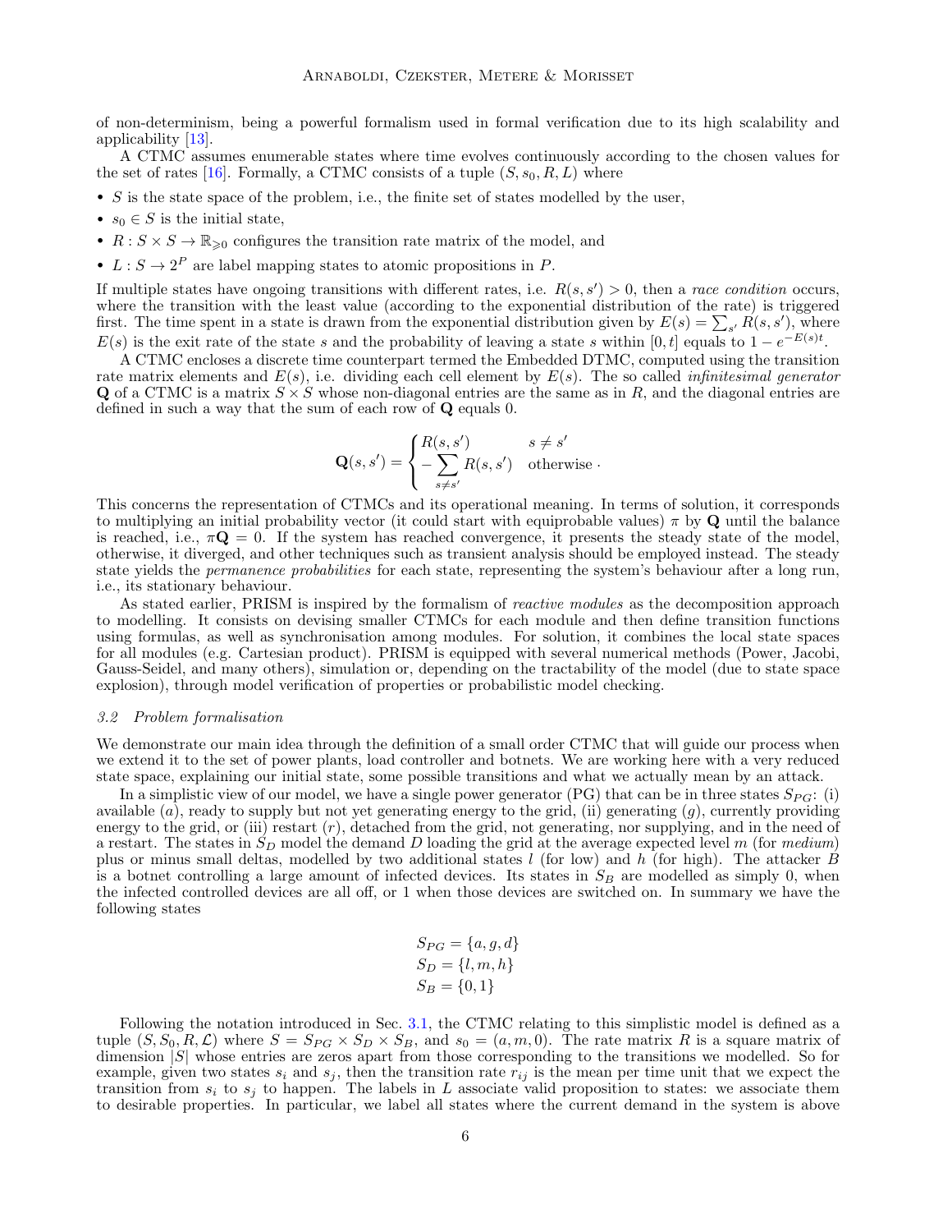of non-determinism, being a powerful formalism used in formal verification due to its high scalability and applicability [13].

A CTMC assumes enumerable states where time evolves continuously according to the chosen values for the set of rates [16]. Formally, a CTMC consists of a tuple $(S, s_0, R, L)$ where

- $S$ is the state space of the problem, i.e., the finite set of states modelled by the user,
- $s_0 \in S$ is the initial state,
- $R : S \times S \to \mathbb{R}_{\geqslant 0}$ configures the transition rate matrix of the model, and
- $L : S \to 2^P$ are label mapping states to atomic propositions in $P$.

If multiple states have ongoing transitions with different rates, i.e. $R(s, s') > 0$, then a *race condition* occurs, where the transition with the least value (according to the exponential distribution of the rate) is triggered first. The time spent in a state is drawn from the exponential distribution given by $E(s) = \sum_{s'} R(s, s')$, where $E(s)$ is the exit rate of the state $s$ and the probability of leaving a state $s$ within $[0, t]$ equals to $1 - e^{-E(s)t}$.

A CTMC encloses a discrete time counterpart termed the Embedded DTMC, computed using the transition rate matrix elements and $E(s)$, i.e. dividing each cell element by $E(s)$. The so called *infinitesimal generator* $\mathbf{Q}$ of a CTMC is a matrix $S \times S$ whose non-diagonal entries are the same as in $R$, and the diagonal entries are defined in such a way that the sum of each row of $\mathbf{Q}$ equals 0.

$$
\mathbf{Q}(s, s') = \begin{cases} R(s, s') & s \neq s' \\ -\displaystyle\sum_{s \neq s'} R(s, s') & \text{otherwise} \end{cases} .
$$

This concerns the representation of CTMCs and its operational meaning. In terms of solution, it corresponds to multiplying an initial probability vector (it could start with equiprobable values) $\pi$ by $\mathbf{Q}$ until the balance is reached, i.e., $\pi\mathbf{Q} = 0$. If the system has reached convergence, it presents the steady state of the model, otherwise, it diverged, and other techniques such as transient analysis should be employed instead. The steady state yields the *permanence probabilities* for each state, representing the system's behaviour after a long run, i.e., its stationary behaviour.

As stated earlier, PRISM is inspired by the formalism of *reactive modules* as the decomposition approach to modelling. It consists on devising smaller CTMCs for each module and then define transition functions using formulas, as well as synchronisation among modules. For solution, it combines the local state spaces for all modules (e.g. Cartesian product). PRISM is equipped with several numerical methods (Power, Jacobi, Gauss-Seidel, and many others), simulation or, depending on the tractability of the model (due to state space explosion), through model verification of properties or probabilistic model checking.

### 3.2 Problem formalisation

We demonstrate our main idea through the definition of a small order CTMC that will guide our process when we extend it to the set of power plants, load controller and botnets. We are working here with a very reduced state space, explaining our initial state, some possible transitions and what we actually mean by an attack.

In a simplistic view of our model, we have a single power generator (PG) that can be in three states $S_{PG}$: (i) available ($a$), ready to supply but not yet generating energy to the grid, (ii) generating ($g$), currently providing energy to the grid, or (iii) restart ($r$), detached from the grid, not generating, nor supplying, and in the need of a restart. The states in $S_D$ model the demand $D$ loading the grid at the average expected level $m$ (for *medium*) plus or minus small deltas, modelled by two additional states $l$ (for low) and $h$ (for high). The attacker $B$ is a botnet controlling a large amount of infected devices. Its states in $S_B$ are modelled as simply 0, when the infected controlled devices are all off, or 1 when those devices are switched on. In summary we have the following states

$$
\begin{aligned}
S_{PG} &= \{a, g, d\} \\
S_D &= \{l, m, h\} \\
S_B &= \{0, 1\}
\end{aligned}
$$

Following the notation introduced in Sec. 3.1, the CTMC relating to this simplistic model is defined as a tuple $(S, S_0, R, \mathcal{L})$ where $S = S_{PG} \times S_D \times S_B$, and $s_0 = (a, m, 0)$. The rate matrix $R$ is a square matrix of dimension $|S|$ whose entries are zeros apart from those corresponding to the transitions we modelled. So for example, given two states $s_i$ and $s_j$, then the transition rate $r_{ij}$ is the mean per time unit that we expect the transition from $s_i$ to $s_j$ to happen. The labels in $L$ associate valid proposition to states: we associate them to desirable properties. In particular, we label all states where the current demand in the system is above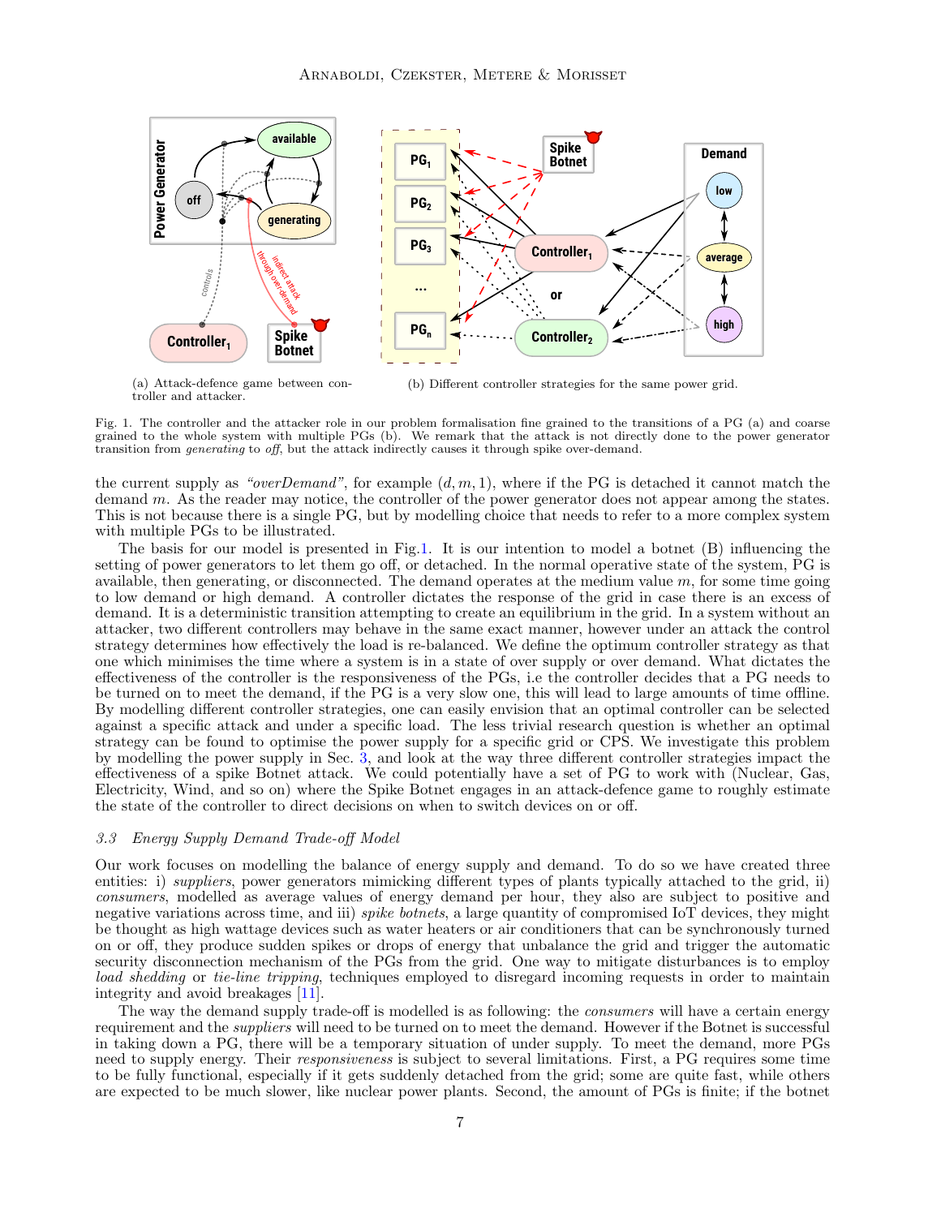Power Generator

off

available

generating

controls

indirect attack through over-demand

Controller$_1$

Spike Botnet

(a) Attack-defence game between controller and attacker.

PG$_1$

PG$_2$

PG$_3$

...

PG$_n$

Spike Botnet

Controller$_1$

or

Controller$_2$

Demand

low

average

high

(b) Different controller strategies for the same power grid.

Fig. 1. The controller and the attacker role in our problem formalisation fine grained to the transitions of a PG (a) and coarse grained to the whole system with multiple PGs (b). We remark that the attack is not directly done to the power generator transition from *generating* to *off*, but the attack indirectly causes it through spike over-demand.

the current supply as *"overDemand"*, for example $(d, m, 1)$, where if the PG is detached it cannot match the demand $m$. As the reader may notice, the controller of the power generator does not appear among the states. This is not because there is a single PG, but by modelling choice that needs to refer to a more complex system with multiple PGs to be illustrated.

The basis for our model is presented in Fig.1. It is our intention to model a botnet (B) influencing the setting of power generators to let them go off, or detached. In the normal operative state of the system, PG is available, then generating, or disconnected. The demand operates at the medium value $m$, for some time going to low demand or high demand. A controller dictates the response of the grid in case there is an excess of demand. It is a deterministic transition attempting to create an equilibrium in the grid. In a system without an attacker, two different controllers may behave in the same exact manner, however under an attack the control strategy determines how effectively the load is re-balanced. We define the optimum controller strategy as that one which minimises the time where a system is in a state of over supply or over demand. What dictates the effectiveness of the controller is the responsiveness of the PGs, i.e the controller decides that a PG needs to be turned on to meet the demand, if the PG is a very slow one, this will lead to large amounts of time offline. By modelling different controller strategies, one can easily envision that an optimal controller can be selected against a specific attack and under a specific load. The less trivial research question is whether an optimal strategy can be found to optimise the power supply for a specific grid or CPS. We investigate this problem by modelling the power supply in Sec. 3, and look at the way three different controller strategies impact the effectiveness of a spike Botnet attack. We could potentially have a set of PG to work with (Nuclear, Gas, Electricity, Wind, and so on) where the Spike Botnet engages in an attack-defence game to roughly estimate the state of the controller to direct decisions on when to switch devices on or off.

### 3.3 Energy Supply Demand Trade-off Model

Our work focuses on modelling the balance of energy supply and demand. To do so we have created three entities: i) *suppliers*, power generators mimicking different types of plants typically attached to the grid, ii) *consumers*, modelled as average values of energy demand per hour, they also are subject to positive and negative variations across time, and iii) *spike botnets*, a large quantity of compromised IoT devices, they might be thought as high wattage devices such as water heaters or air conditioners that can be synchronously turned on or off, they produce sudden spikes or drops of energy that unbalance the grid and trigger the automatic security disconnection mechanism of the PGs from the grid. One way to mitigate disturbances is to employ *load shedding* or *tie-line tripping*, techniques employed to disregard incoming requests in order to maintain integrity and avoid breakages [11].

The way the demand supply trade-off is modelled is as following: the *consumers* will have a certain energy requirement and the *suppliers* will need to be turned on to meet the demand. However if the Botnet is successful in taking down a PG, there will be a temporary situation of under supply. To meet the demand, more PGs need to supply energy. Their *responsiveness* is subject to several limitations. First, a PG requires some time to be fully functional, especially if it gets suddenly detached from the grid; some are quite fast, while others are expected to be much slower, like nuclear power plants. Second, the amount of PGs is finite; if the botnet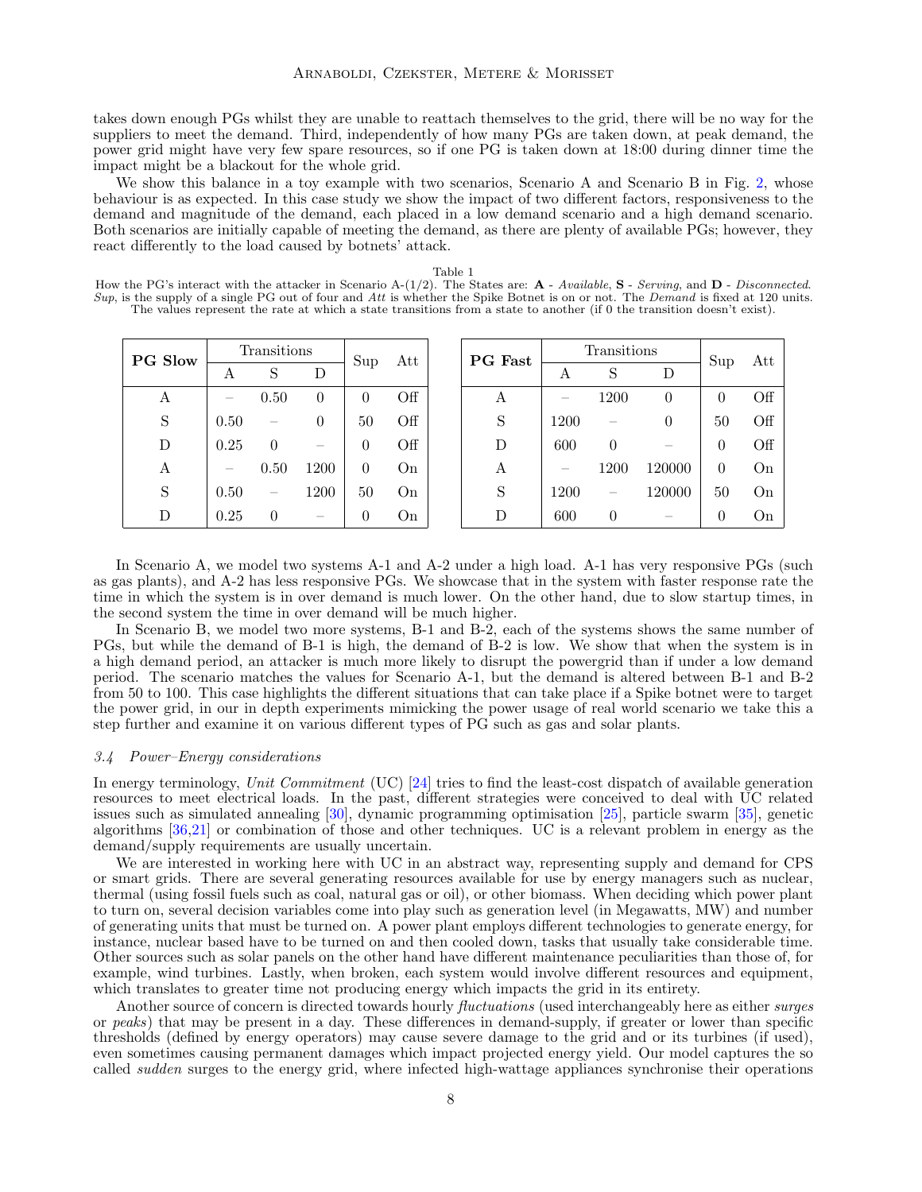takes down enough PGs whilst they are unable to reattach themselves to the grid, there will be no way for the suppliers to meet the demand. Third, independently of how many PGs are taken down, at peak demand, the power grid might have very few spare resources, so if one PG is taken down at 18:00 during dinner time the impact might be a blackout for the whole grid.

We show this balance in a toy example with two scenarios, Scenario A and Scenario B in Fig. 2, whose behaviour is as expected. In this case study we show the impact of two different factors, responsiveness to the demand and magnitude of the demand, each placed in a low demand scenario and a high demand scenario. Both scenarios are initially capable of meeting the demand, as there are plenty of available PGs; however, they react differently to the load caused by botnets' attack.

Table 1
How the PG's interact with the attacker in Scenario A-(1/2). The States are: **A** - *Available*, **S** - *Serving*, and **D** - *Disconnected*. *Sup*, is the supply of a single PG out of four and *Att* is whether the Spike Botnet is on or not. The *Demand* is fixed at 120 units. The values represent the rate at which a state transitions from a state to another (if 0 the transition doesn't exist).

| **PG Slow** | Transitions | | | Sup | Att |
|---|---|---|---|---|---|
| | A | S | D | | |
| A | – | 0.50 | 0 | 0 | Off |
| S | 0.50 | – | 0 | 50 | Off |
| D | 0.25 | 0 | – | 0 | Off |
| A | – | 0.50 | 1200 | 0 | On |
| S | 0.50 | – | 1200 | 50 | On |
| D | 0.25 | 0 | – | 0 | On |

| **PG Fast** | Transitions | | | Sup | Att |
|---|---|---|---|---|---|
| | A | S | D | | |
| A | – | 1200 | 0 | 0 | Off |
| S | 1200 | – | 0 | 50 | Off |
| D | 600 | 0 | – | 0 | Off |
| A | – | 1200 | 120000 | 0 | On |
| S | 1200 | – | 120000 | 50 | On |
| D | 600 | 0 | – | 0 | On |

In Scenario A, we model two systems A-1 and A-2 under a high load. A-1 has very responsive PGs (such as gas plants), and A-2 has less responsive PGs. We showcase that in the system with faster response rate the time in which the system is in over demand is much lower. On the other hand, due to slow startup times, in the second system the time in over demand will be much higher.

In Scenario B, we model two more systems, B-1 and B-2, each of the systems shows the same number of PGs, but while the demand of B-1 is high, the demand of B-2 is low. We show that when the system is in a high demand period, an attacker is much more likely to disrupt the powergrid than if under a low demand period. The scenario matches the values for Scenario A-1, but the demand is altered between B-1 and B-2 from 50 to 100. This case highlights the different situations that can take place if a Spike botnet were to target the power grid, in our in depth experiments mimicking the power usage of real world scenario we take this a step further and examine it on various different types of PG such as gas and solar plants.

### *3.4 Power–Energy considerations*

In energy terminology, *Unit Commitment* (UC) [24] tries to find the least-cost dispatch of available generation resources to meet electrical loads. In the past, different strategies were conceived to deal with UC related issues such as simulated annealing [30], dynamic programming optimisation [25], particle swarm [35], genetic algorithms [36,21] or combination of those and other techniques. UC is a relevant problem in energy as the demand/supply requirements are usually uncertain.

We are interested in working here with UC in an abstract way, representing supply and demand for CPS or smart grids. There are several generating resources available for use by energy managers such as nuclear, thermal (using fossil fuels such as coal, natural gas or oil), or other biomass. When deciding which power plant to turn on, several decision variables come into play such as generation level (in Megawatts, MW) and number of generating units that must be turned on. A power plant employs different technologies to generate energy, for instance, nuclear based have to be turned on and then cooled down, tasks that usually take considerable time. Other sources such as solar panels on the other hand have different maintenance peculiarities than those of, for example, wind turbines. Lastly, when broken, each system would involve different resources and equipment, which translates to greater time not producing energy which impacts the grid in its entirety.

Another source of concern is directed towards hourly *fluctuations* (used interchangeably here as either *surges* or *peaks*) that may be present in a day. These differences in demand-supply, if greater or lower than specific thresholds (defined by energy operators) may cause severe damage to the grid and or its turbines (if used), even sometimes causing permanent damages which impact projected energy yield. Our model captures the so called *sudden* surges to the energy grid, where infected high-wattage appliances synchronise their operations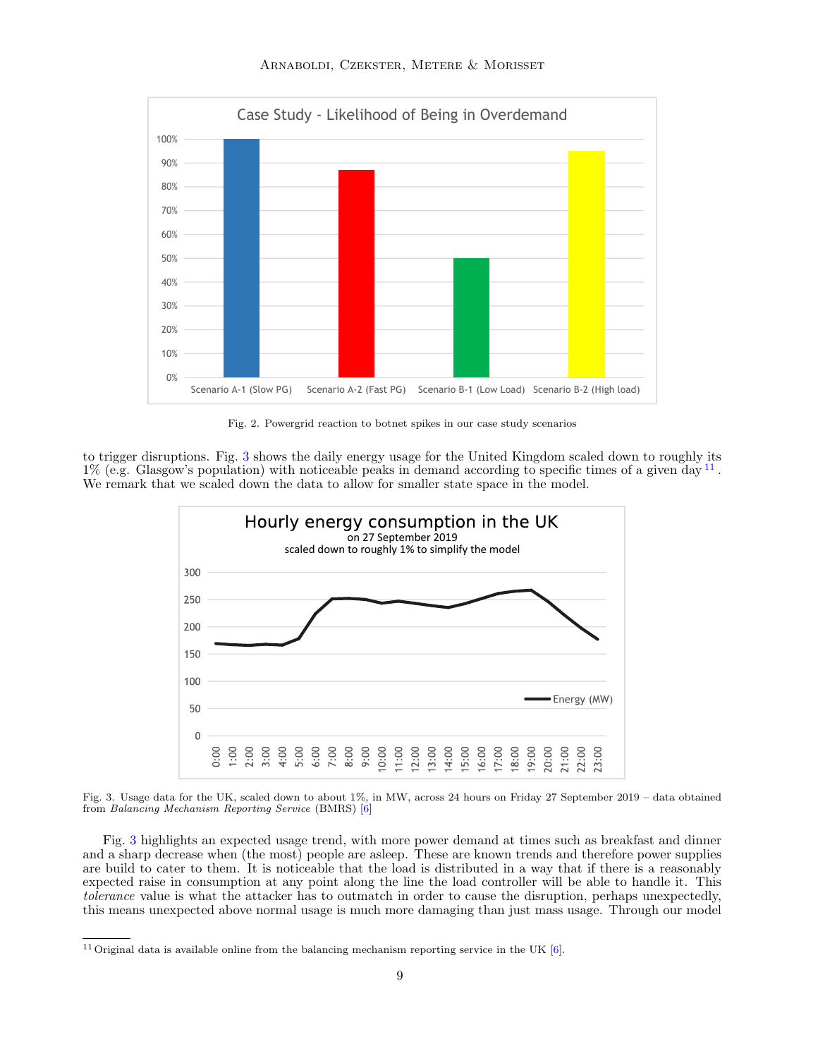Fig. 2. Powergrid reaction to botnet spikes in our case study scenarios

to trigger disruptions. Fig. 3 shows the daily energy usage for the United Kingdom scaled down to roughly its 1% (e.g. Glasgow's population) with noticeable peaks in demand according to specific times of a given day [11]. We remark that we scaled down the data to allow for smaller state space in the model.

Fig. 3. Usage data for the UK, scaled down to about 1%, in MW, across 24 hours on Friday 27 September 2019 – data obtained from *Balancing Mechanism Reporting Service* (BMRS) [6]

Fig. 3 highlights an expected usage trend, with more power demand at times such as breakfast and dinner and a sharp decrease when (the most) people are asleep. These are known trends and therefore power supplies are build to cater to them. It is noticeable that the load is distributed in a way that if there is a reasonably expected raise in consumption at any point along the line the load controller will be able to handle it. This *tolerance* value is what the attacker has to outmatch in order to cause the disruption, perhaps unexpectedly, this means unexpected above normal usage is much more damaging than just mass usage. Through our model

[11] Original data is available online from the balancing mechanism reporting service in the UK [6].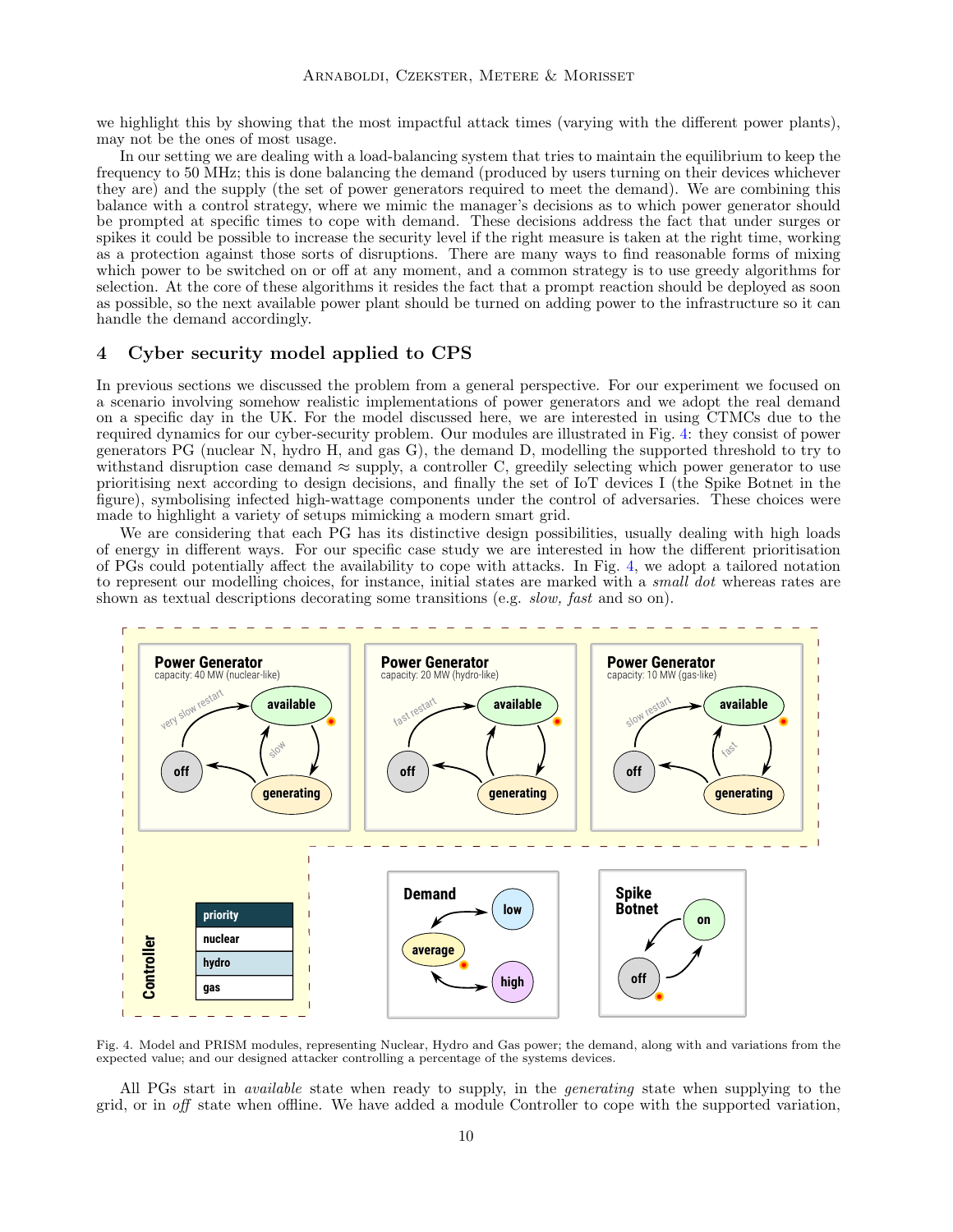we highlight this by showing that the most impactful attack times (varying with the different power plants), may not be the ones of most usage.

In our setting we are dealing with a load-balancing system that tries to maintain the equilibrium to keep the frequency to 50 MHz; this is done balancing the demand (produced by users turning on their devices whichever they are) and the supply (the set of power generators required to meet the demand). We are combining this balance with a control strategy, where we mimic the manager's decisions as to which power generator should be prompted at specific times to cope with demand. These decisions address the fact that under surges or spikes it could be possible to increase the security level if the right measure is taken at the right time, working as a protection against those sorts of disruptions. There are many ways to find reasonable forms of mixing which power to be switched on or off at any moment, and a common strategy is to use greedy algorithms for selection. At the core of these algorithms it resides the fact that a prompt reaction should be deployed as soon as possible, so the next available power plant should be turned on adding power to the infrastructure so it can handle the demand accordingly.

## 4 Cyber security model applied to CPS

In previous sections we discussed the problem from a general perspective. For our experiment we focused on a scenario involving somehow realistic implementations of power generators and we adopt the real demand on a specific day in the UK. For the model discussed here, we are interested in using CTMCs due to the required dynamics for our cyber-security problem. Our modules are illustrated in Fig. 4: they consist of power generators PG (nuclear N, hydro H, and gas G), the demand D, modelling the supported threshold to try to withstand disruption case demand ≈ supply, a controller C, greedily selecting which power generator to use prioritising next according to design decisions, and finally the set of IoT devices I (the Spike Botnet in the figure), symbolising infected high-wattage components under the control of adversaries. These choices were made to highlight a variety of setups mimicking a modern smart grid.

We are considering that each PG has its distinctive design possibilities, usually dealing with high loads of energy in different ways. For our specific case study we are interested in how the different prioritisation of PGs could potentially affect the availability to cope with attacks. In Fig. 4, we adopt a tailored notation to represent our modelling choices, for instance, initial states are marked with a *small dot* whereas rates are shown as textual descriptions decorating some transitions (e.g. *slow, fast* and so on).

Fig. 4. Model and PRISM modules, representing Nuclear, Hydro and Gas power; the demand, along with and variations from the expected value; and our designed attacker controlling a percentage of the systems devices.

All PGs start in *available* state when ready to supply, in the *generating* state when supplying to the grid, or in *off* state when offline. We have added a module Controller to cope with the supported variation,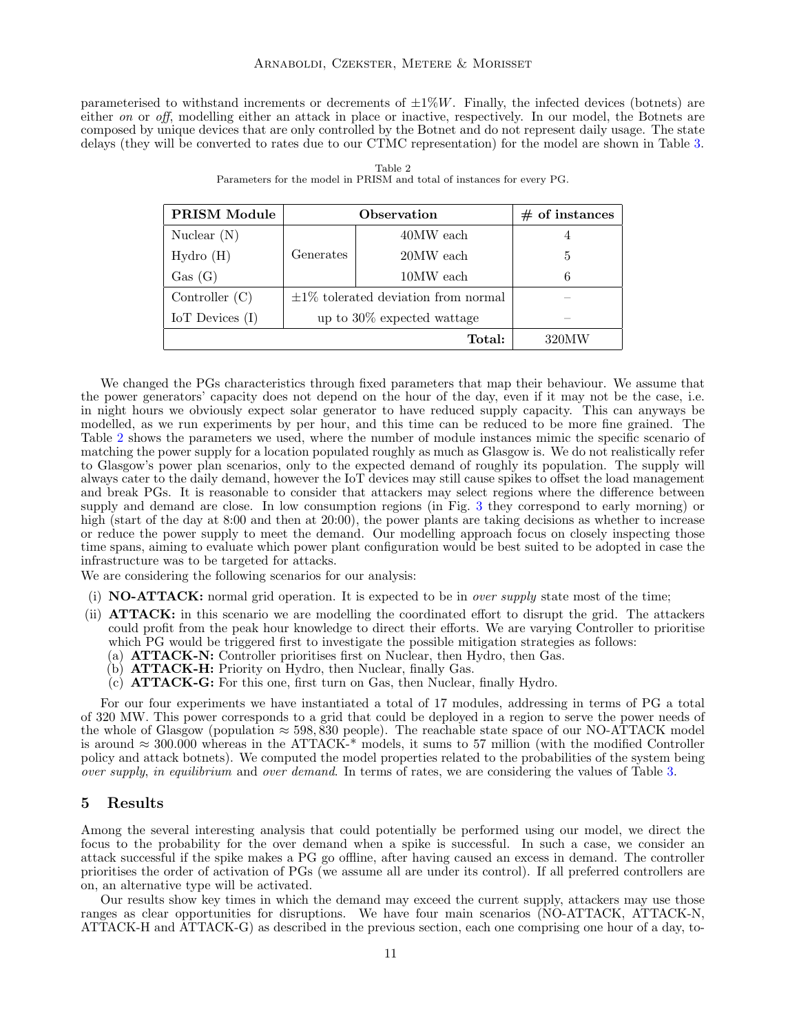parameterised to withstand increments or decrements of $\pm 1\% W$. Finally, the infected devices (botnets) are either *on* or *off*, modelling either an attack in place or inactive, respectively. In our model, the Botnets are composed by unique devices that are only controlled by the Botnet and do not represent daily usage. The state delays (they will be converted to rates due to our CTMC representation) for the model are shown in Table 3.

Table 2
Parameters for the model in PRISM and total of instances for every PG.

| **PRISM Module** | **Observation** | | **# of instances** |
|---|---|---|---|
| Nuclear (N) | Generates | 40MW each | 4 |
| Hydro (H) | | 20MW each | 5 |
| Gas (G) | | 10MW each | 6 |
| Controller (C) | $\pm 1\%$ tolerated deviation from normal | | – |
| IoT Devices (I) | up to 30% expected wattage | | – |
| | | **Total:** | 320MW |

We changed the PGs characteristics through fixed parameters that map their behaviour. We assume that the power generators' capacity does not depend on the hour of the day, even if it may not be the case, i.e. in night hours we obviously expect solar generator to have reduced supply capacity. This can anyways be modelled, as we run experiments by per hour, and this time can be reduced to be more fine grained. The Table 2 shows the parameters we used, where the number of module instances mimic the specific scenario of matching the power supply for a location populated roughly as much as Glasgow is. We do not realistically refer to Glasgow's power plan scenarios, only to the expected demand of roughly its population. The supply will always cater to the daily demand, however the IoT devices may still cause spikes to offset the load management and break PGs. It is reasonable to consider that attackers may select regions where the difference between supply and demand are close. In low consumption regions (in Fig. 3 they correspond to early morning) or high (start of the day at 8:00 and then at 20:00), the power plants are taking decisions as whether to increase or reduce the power supply to meet the demand. Our modelling approach focus on closely inspecting those time spans, aiming to evaluate which power plant configuration would be best suited to be adopted in case the infrastructure was to be targeted for attacks.

We are considering the following scenarios for our analysis:

(i) **NO-ATTACK:** normal grid operation. It is expected to be in *over supply* state most of the time;

(ii) **ATTACK:** in this scenario we are modelling the coordinated effort to disrupt the grid. The attackers could profit from the peak hour knowledge to direct their efforts. We are varying Controller to prioritise which PG would be triggered first to investigate the possible mitigation strategies as follows:
   (a) **ATTACK-N:** Controller prioritises first on Nuclear, then Hydro, then Gas.
   (b) **ATTACK-H:** Priority on Hydro, then Nuclear, finally Gas.
   (c) **ATTACK-G:** For this one, first turn on Gas, then Nuclear, finally Hydro.

For our four experiments we have instantiated a total of 17 modules, addressing in terms of PG a total of 320 MW. This power corresponds to a grid that could be deployed in a region to serve the power needs of the whole of Glasgow (population $\approx 598,830$ people). The reachable state space of our NO-ATTACK model is around $\approx 300.000$ whereas in the ATTACK-* models, it sums to 57 million (with the modified Controller policy and attack botnets). We computed the model properties related to the probabilities of the system being *over supply*, *in equilibrium* and *over demand*. In terms of rates, we are considering the values of Table 3.

## 5 Results

Among the several interesting analysis that could potentially be performed using our model, we direct the focus to the probability for the over demand when a spike is successful. In such a case, we consider an attack successful if the spike makes a PG go offline, after having caused an excess in demand. The controller prioritises the order of activation of PGs (we assume all are under its control). If all preferred controllers are on, an alternative type will be activated.

Our results show key times in which the demand may exceed the current supply, attackers may use those ranges as clear opportunities for disruptions. We have four main scenarios (NO-ATTACK, ATTACK-N, ATTACK-H and ATTACK-G) as described in the previous section, each one comprising one hour of a day, to-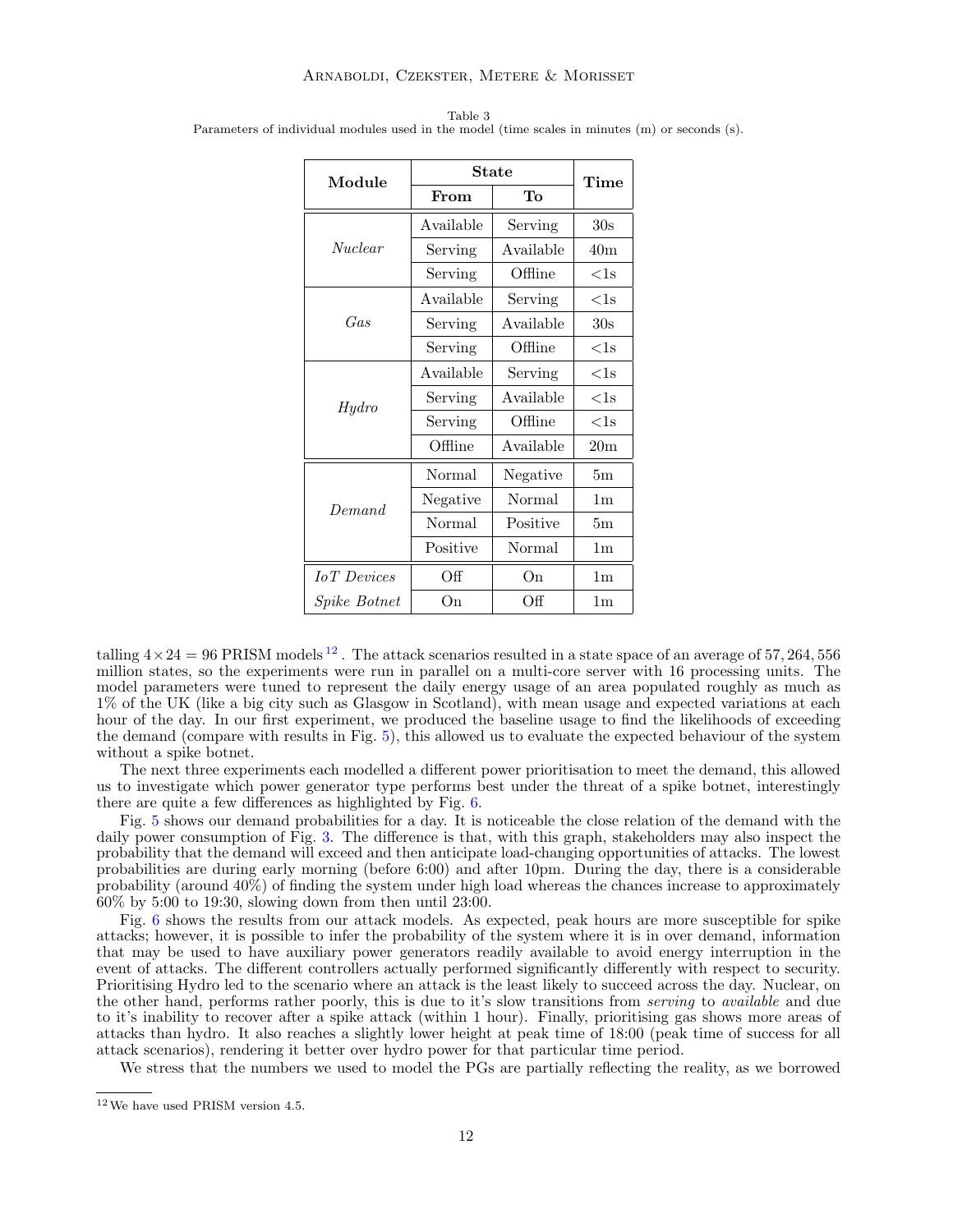Table 3
Parameters of individual modules used in the model (time scales in minutes (m) or seconds (s).

| Module | State | | Time |
|---|---|---|---|
| | From | To | |
| *Nuclear* | Available | Serving | 30s |
| | Serving | Available | 40m |
| | Serving | Offline | <1s |
| *Gas* | Available | Serving | <1s |
| | Serving | Available | 30s |
| | Serving | Offline | <1s |
| *Hydro* | Available | Serving | <1s |
| | Serving | Available | <1s |
| | Serving | Offline | <1s |
| | Offline | Available | 20m |
| *Demand* | Normal | Negative | 5m |
| | Negative | Normal | 1m |
| | Normal | Positive | 5m |
| | Positive | Normal | 1m |
| *IoT Devices* | Off | On | 1m |
| *Spike Botnet* | On | Off | 1m |

talling $4 \times 24 = 96$ PRISM models [12]. The attack scenarios resulted in a state space of an average of 57,264,556 million states, so the experiments were run in parallel on a multi-core server with 16 processing units. The model parameters were tuned to represent the daily energy usage of an area populated roughly as much as 1% of the UK (like a big city such as Glasgow in Scotland), with mean usage and expected variations at each hour of the day. In our first experiment, we produced the baseline usage to find the likelihoods of exceeding the demand (compare with results in Fig. 5), this allowed us to evaluate the expected behaviour of the system without a spike botnet.

The next three experiments each modelled a different power prioritisation to meet the demand, this allowed us to investigate which power generator type performs best under the threat of a spike botnet, interestingly there are quite a few differences as highlighted by Fig. 6.

Fig. 5 shows our demand probabilities for a day. It is noticeable the close relation of the demand with the daily power consumption of Fig. 3. The difference is that, with this graph, stakeholders may also inspect the probability that the demand will exceed and then anticipate load-changing opportunities of attacks. The lowest probabilities are during early morning (before 6:00) and after 10pm. During the day, there is a considerable probability (around 40%) of finding the system under high load whereas the chances increase to approximately 60% by 5:00 to 19:30, slowing down from then until 23:00.

Fig. 6 shows the results from our attack models. As expected, peak hours are more susceptible for spike attacks; however, it is possible to infer the probability of the system where it is in over demand, information that may be used to have auxiliary power generators readily available to avoid energy interruption in the event of attacks. The different controllers actually performed significantly differently with respect to security. Prioritising Hydro led to the scenario where an attack is the least likely to succeed across the day. Nuclear, on the other hand, performs rather poorly, this is due to it's slow transitions from *serving* to *available* and due to it's inability to recover after a spike attack (within 1 hour). Finally, prioritising gas shows more areas of attacks than hydro. It also reaches a slightly lower height at peak time of 18:00 (peak time of success for all attack scenarios), rendering it better over hydro power for that particular time period.

We stress that the numbers we used to model the PGs are partially reflecting the reality, as we borrowed

[12] We have used PRISM version 4.5.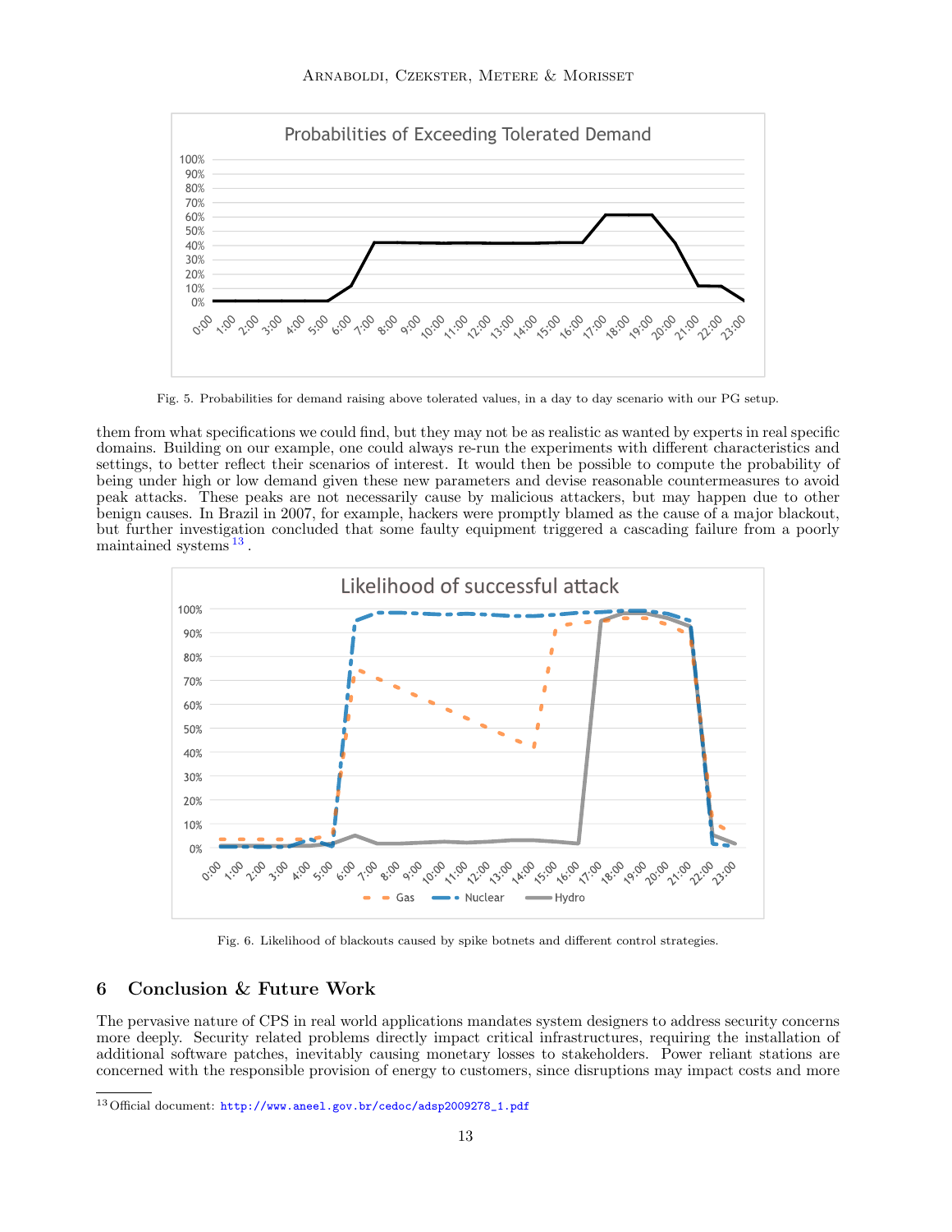Fig. 5. Probabilities for demand raising above tolerated values, in a day to day scenario with our PG setup.

them from what specifications we could find, but they may not be as realistic as wanted by experts in real specific domains. Building on our example, one could always re-run the experiments with different characteristics and settings, to better reflect their scenarios of interest. It would then be possible to compute the probability of being under high or low demand given these new parameters and devise reasonable countermeasures to avoid peak attacks. These peaks are not necessarily cause by malicious attackers, but may happen due to other benign causes. In Brazil in 2007, for example, hackers were promptly blamed as the cause of a major blackout, but further investigation concluded that some faulty equipment triggered a cascading failure from a poorly maintained systems [13].

Fig. 6. Likelihood of blackouts caused by spike botnets and different control strategies.

## 6 Conclusion & Future Work

The pervasive nature of CPS in real world applications mandates system designers to address security concerns more deeply. Security related problems directly impact critical infrastructures, requiring the installation of additional software patches, inevitably causing monetary losses to stakeholders. Power reliant stations are concerned with the responsible provision of energy to customers, since disruptions may impact costs and more

[13] Official document: http://www.aneel.gov.br/cedoc/adsp2009278_1.pdf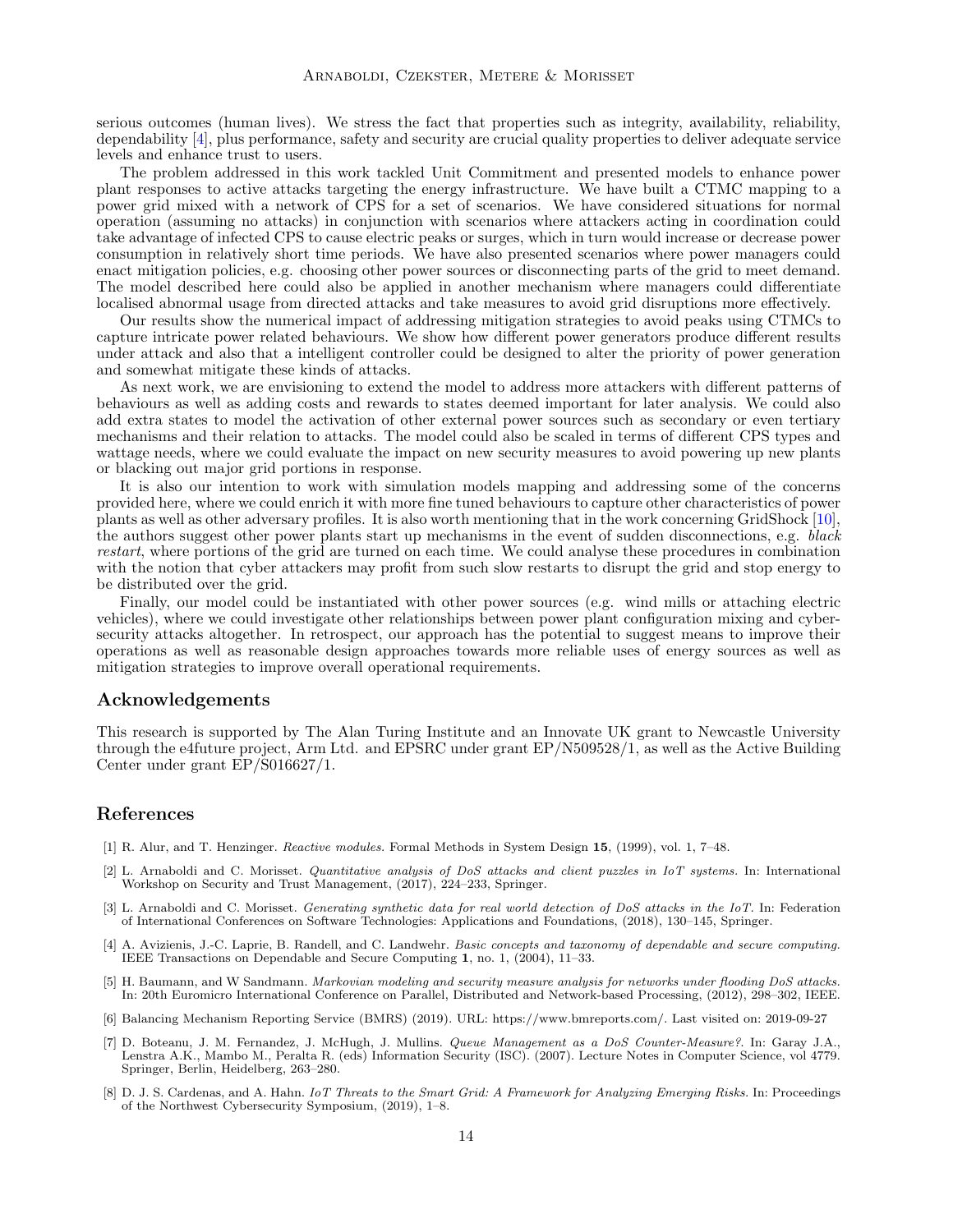serious outcomes (human lives). We stress the fact that properties such as integrity, availability, reliability, dependability [4], plus performance, safety and security are crucial quality properties to deliver adequate service levels and enhance trust to users.

The problem addressed in this work tackled Unit Commitment and presented models to enhance power plant responses to active attacks targeting the energy infrastructure. We have built a CTMC mapping to a power grid mixed with a network of CPS for a set of scenarios. We have considered situations for normal operation (assuming no attacks) in conjunction with scenarios where attackers acting in coordination could take advantage of infected CPS to cause electric peaks or surges, which in turn would increase or decrease power consumption in relatively short time periods. We have also presented scenarios where power managers could enact mitigation policies, e.g. choosing other power sources or disconnecting parts of the grid to meet demand. The model described here could also be applied in another mechanism where managers could differentiate localised abnormal usage from directed attacks and take measures to avoid grid disruptions more effectively.

Our results show the numerical impact of addressing mitigation strategies to avoid peaks using CTMCs to capture intricate power related behaviours. We show how different power generators produce different results under attack and also that a intelligent controller could be designed to alter the priority of power generation and somewhat mitigate these kinds of attacks.

As next work, we are envisioning to extend the model to address more attackers with different patterns of behaviours as well as adding costs and rewards to states deemed important for later analysis. We could also add extra states to model the activation of other external power sources such as secondary or even tertiary mechanisms and their relation to attacks. The model could also be scaled in terms of different CPS types and wattage needs, where we could evaluate the impact on new security measures to avoid powering up new plants or blacking out major grid portions in response.

It is also our intention to work with simulation models mapping and addressing some of the concerns provided here, where we could enrich it with more fine tuned behaviours to capture other characteristics of power plants as well as other adversary profiles. It is also worth mentioning that in the work concerning GridShock [10], the authors suggest other power plants start up mechanisms in the event of sudden disconnections, e.g. *black restart*, where portions of the grid are turned on each time. We could analyse these procedures in combination with the notion that cyber attackers may profit from such slow restarts to disrupt the grid and stop energy to be distributed over the grid.

Finally, our model could be instantiated with other power sources (e.g. wind mills or attaching electric vehicles), where we could investigate other relationships between power plant configuration mixing and cyber-security attacks altogether. In retrospect, our approach has the potential to suggest means to improve their operations as well as reasonable design approaches towards more reliable uses of energy sources as well as mitigation strategies to improve overall operational requirements.

## Acknowledgements

This research is supported by The Alan Turing Institute and an Innovate UK grant to Newcastle University through the e4future project, Arm Ltd. and EPSRC under grant EP/N509528/1, as well as the Active Building Center under grant EP/S016627/1.

## References

[1] R. Alur, and T. Henzinger. *Reactive modules.* Formal Methods in System Design **15**, (1999), vol. 1, 7–48.

[2] L. Arnaboldi and C. Morisset. *Quantitative analysis of DoS attacks and client puzzles in IoT systems.* In: International Workshop on Security and Trust Management, (2017), 224–233, Springer.

[3] L. Arnaboldi and C. Morisset. *Generating synthetic data for real world detection of DoS attacks in the IoT.* In: Federation of International Conferences on Software Technologies: Applications and Foundations, (2018), 130–145, Springer.

[4] A. Avizienis, J.-C. Laprie, B. Randell, and C. Landwehr. *Basic concepts and taxonomy of dependable and secure computing.* IEEE Transactions on Dependable and Secure Computing **1**, no. 1, (2004), 11–33.

[5] H. Baumann, and W Sandmann. *Markovian modeling and security measure analysis for networks under flooding DoS attacks.* In: 20th Euromicro International Conference on Parallel, Distributed and Network-based Processing, (2012), 298–302, IEEE.

[6] Balancing Mechanism Reporting Service (BMRS) (2019). URL: https://www.bmreports.com/. Last visited on: 2019-09-27

[7] D. Boteanu, J. M. Fernandez, J. McHugh, J. Mullins. *Queue Management as a DoS Counter-Measure?.* In: Garay J.A., Lenstra A.K., Mambo M., Peralta R. (eds) Information Security (ISC). (2007). Lecture Notes in Computer Science, vol 4779. Springer, Berlin, Heidelberg, 263–280.

[8] D. J. S. Cardenas, and A. Hahn. *IoT Threats to the Smart Grid: A Framework for Analyzing Emerging Risks.* In: Proceedings of the Northwest Cybersecurity Symposium, (2019), 1–8.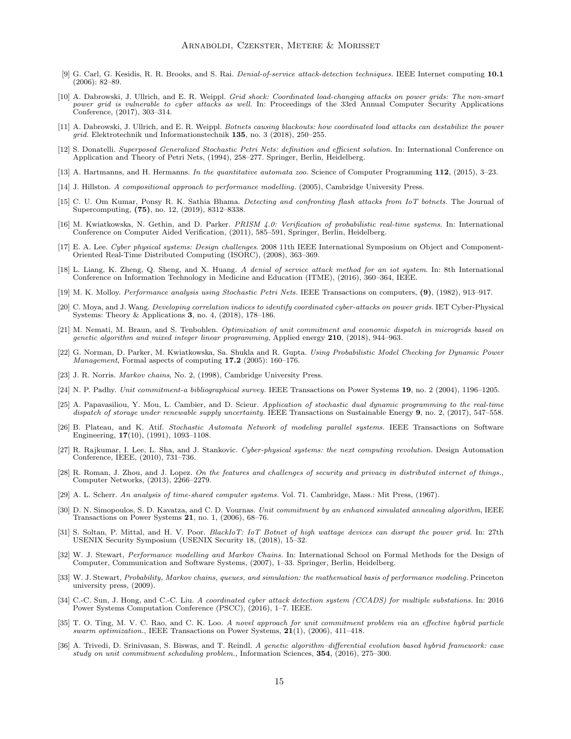[9] G. Carl, G. Kesidis, R. R. Brooks, and S. Rai. *Denial-of-service attack-detection techniques.* IEEE Internet computing **10.1** (2006): 82–89.

[10] A. Dabrowski, J. Ullrich, and E. R. Weippl. *Grid shock: Coordinated load-changing attacks on power grids: The non-smart power grid is vulnerable to cyber attacks as well.* In: Proceedings of the 33rd Annual Computer Security Applications Conference, (2017), 303–314.

[11] A. Dabrowski, J. Ullrich, and E. R. Weippl. *Botnets causing blackouts: how coordinated load attacks can destabilize the power grid.* Elektrotechnik und Informationstechnik **135**, no. 3 (2018), 250–255.

[12] S. Donatelli. *Superposed Generalized Stochastic Petri Nets: definition and efficient solution.* In: International Conference on Application and Theory of Petri Nets, (1994), 258–277. Springer, Berlin, Heidelberg.

[13] A. Hartmanns, and H. Hermanns. *In the quantitative automata zoo.* Science of Computer Programming **112**, (2015), 3–23.

[14] J. Hillston. *A compositional approach to performance modelling.* (2005), Cambridge University Press.

[15] C. U. Om Kumar, Ponsy R. K. Sathia Bhama. *Detecting and confronting flash attacks from IoT botnets.* The Journal of Supercomputing, **(75)**, no. 12, (2019), 8312–8338.

[16] M. Kwiatkowska, N. Gethin, and D. Parker. *PRISM 4.0: Verification of probabilistic real-time systems.* In: International Conference on Computer Aided Verification, (2011), 585–591, Springer, Berlin, Heidelberg.

[17] E. A. Lee. *Cyber physical systems: Design challenges.* 2008 11th IEEE International Symposium on Object and Component-Oriented Real-Time Distributed Computing (ISORC), (2008), 363–369.

[18] L. Liang, K. Zheng, Q. Sheng, and X. Huang. *A denial of service attack method for an iot system.* In: 8th International Conference on Information Technology in Medicine and Education (ITME), (2016), 360–364, IEEE.

[19] M. K. Molloy. *Performance analysis using Stochastic Petri Nets.* IEEE Transactions on computers, **(9)**, (1982), 913–917.

[20] C. Moya, and J. Wang. *Developing correlation indices to identify coordinated cyber-attacks on power grids.* IET Cyber-Physical Systems: Theory & Applications **3**, no. 4, (2018), 178–186.

[21] M. Nemati, M. Braun, and S. Tenbohlen. *Optimization of unit commitment and economic dispatch in microgrids based on genetic algorithm and mixed integer linear programming*, Applied energy **210**, (2018), 944–963.

[22] G. Norman, D. Parker, M. Kwiatkowska, Sa. Shukla and R. Gupta. *Using Probabilistic Model Checking for Dynamic Power Management*, Formal aspects of computing **17.2** (2005): 160–176.

[23] J. R. Norris. *Markov chains*, No. 2, (1998), Cambridge University Press.

[24] N. P. Padhy. *Unit commitment-a bibliographical survey.* IEEE Transactions on Power Systems **19**, no. 2 (2004), 1196–1205.

[25] A. Papavasiliou, Y. Mou, L. Cambier, and D. Scieur. *Application of stochastic dual dynamic programming to the real-time dispatch of storage under renewable supply uncertainty.* IEEE Transactions on Sustainable Energy **9**, no. 2, (2017), 547–558.

[26] B. Plateau, and K. Atif. *Stochastic Automata Network of modeling parallel systems.* IEEE Transactions on Software Engineering, **17**(10), (1991), 1093–1108.

[27] R. Rajkumar, I. Lee, L. Sha, and J. Stankovic. *Cyber-physical systems: the next computing revolution.* Design Automation Conference, IEEE, (2010), 731–736.

[28] R. Roman, J. Zhou, and J. Lopez. *On the features and challenges of security and privacy in distributed internet of things.*, Computer Networks, (2013), 2266–2279.

[29] A. L. Scherr. *An analysis of time-shared computer systems.* Vol. 71. Cambridge, Mass.: Mit Press, (1967).

[30] D. N. Simopoulos, S. D. Kavatza, and C. D. Vournas. *Unit commitment by an enhanced simulated annealing algorithm*, IEEE Transactions on Power Systems **21**, no. 1, (2006), 68–76.

[31] S. Soltan, P. Mittal, and H. V. Poor. *BlackIoT: IoT Botnet of high wattage devices can disrupt the power grid.* In: 27th USENIX Security Symposium (USENIX Security 18, (2018), 15–32.

[32] W. J. Stewart, *Performance modelling and Markov Chains.* In: International School on Formal Methods for the Design of Computer, Communication and Software Systems, (2007), 1–33. Springer, Berlin, Heidelberg.

[33] W. J. Stewart, *Probability, Markov chains, queues, and simulation: the mathematical basis of performance modeling.* Princeton university press, (2009).

[34] C.-C. Sun, J. Hong, and C.-C. Liu. *A coordinated cyber attack detection system (CCADS) for multiple substations.* In: 2016 Power Systems Computation Conference (PSCC), (2016), 1–7. IEEE.

[35] T. O. Ting, M. V. C. Rao, and C. K. Loo. *A novel approach for unit commitment problem via an effective hybrid particle swarm optimization.*, IEEE Transactions on Power Systems, **21**(1), (2006), 411–418.

[36] A. Trivedi, D. Srinivasan, S. Biswas, and T. Reindl. *A genetic algorithm–differential evolution based hybrid framework: case study on unit commitment scheduling problem.*, Information Sciences, **354**, (2016), 275–300.